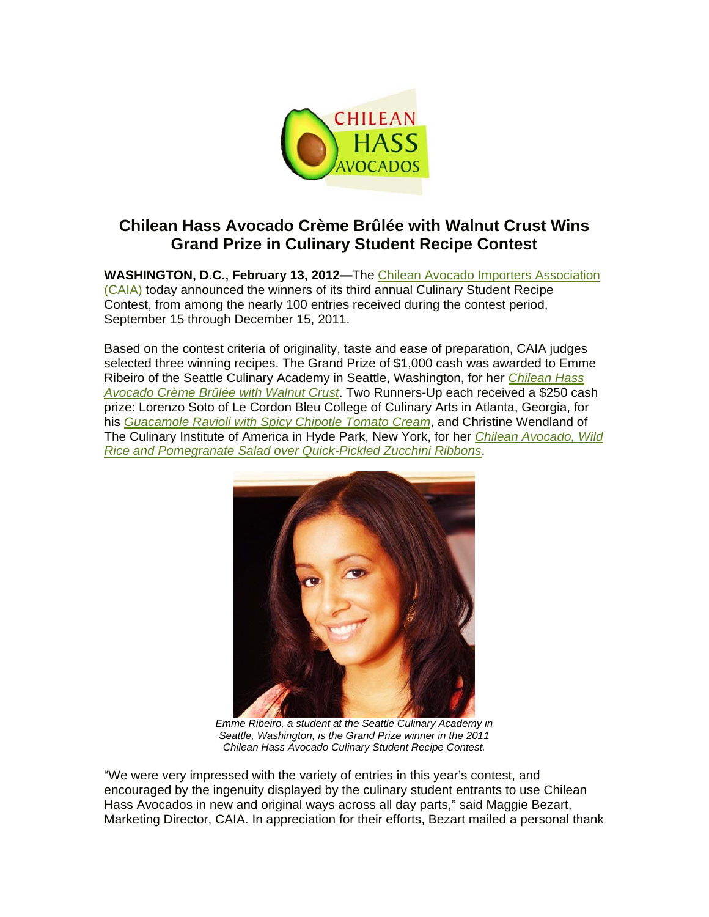# Chilean Hass Avocado Crème Brûlée with Walnut Crust Wins Grand Prize in Culinary Student Recipe Contest

**WASHINGTON, D.C., February 13, 2012—**The Chilean Avocado Importers Association (CAIA) today announced the winners of its third annual Culinary Student Recipe Contest, from among the nearly 100 entries received during the contest period, September 15 through December 15, 2011.

Based on the contest criteria of originality, taste and ease of preparation, CAIA judges selected three winning recipes. The Grand Prize of $1,000 cash was awarded to Emme Ribeiro of the Seattle Culinary Academy in Seattle, Washington, for her *Chilean Hass Avocado Crème Brûlée with Walnut Crust*. Two Runners-Up each received a $250 cash prize: Lorenzo Soto of Le Cordon Bleu College of Culinary Arts in Atlanta, Georgia, for his *Guacamole Ravioli with Spicy Chipotle Tomato Cream*, and Christine Wendland of The Culinary Institute of America in Hyde Park, New York, for her *Chilean Avocado, Wild Rice and Pomegranate Salad over Quick-Pickled Zucchini Ribbons*.

*Emme Ribeiro, a student at the Seattle Culinary Academy in Seattle, Washington, is the Grand Prize winner in the 2011 Chilean Hass Avocado Culinary Student Recipe Contest.*

"We were very impressed with the variety of entries in this year's contest, and encouraged by the ingenuity displayed by the culinary student entrants to use Chilean Hass Avocados in new and original ways across all day parts," said Maggie Bezart, Marketing Director, CAIA. In appreciation for their efforts, Bezart mailed a personal thank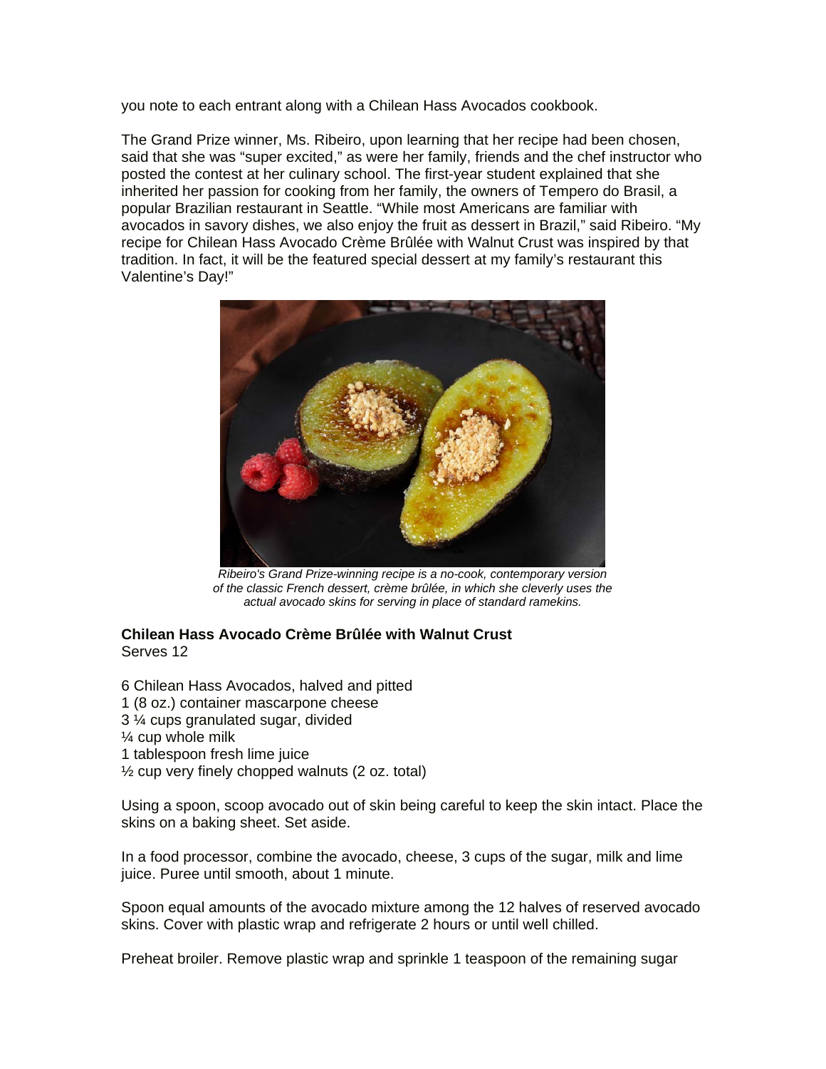you note to each entrant along with a Chilean Hass Avocados cookbook.

The Grand Prize winner, Ms. Ribeiro, upon learning that her recipe had been chosen, said that she was "super excited," as were her family, friends and the chef instructor who posted the contest at her culinary school. The first-year student explained that she inherited her passion for cooking from her family, the owners of Tempero do Brasil, a popular Brazilian restaurant in Seattle. "While most Americans are familiar with avocados in savory dishes, we also enjoy the fruit as dessert in Brazil," said Ribeiro. "My recipe for Chilean Hass Avocado Crème Brûlée with Walnut Crust was inspired by that tradition. In fact, it will be the featured special dessert at my family's restaurant this Valentine's Day!"

*Ribeiro's Grand Prize-winning recipe is a no-cook, contemporary version of the classic French dessert, crème brûlée, in which she cleverly uses the actual avocado skins for serving in place of standard ramekins.*

**Chilean Hass Avocado Crème Brûlée with Walnut Crust**
Serves 12

6 Chilean Hass Avocados, halved and pitted
1 (8 oz.) container mascarpone cheese
3 ¼ cups granulated sugar, divided
¼ cup whole milk
1 tablespoon fresh lime juice
½ cup very finely chopped walnuts (2 oz. total)

Using a spoon, scoop avocado out of skin being careful to keep the skin intact. Place the skins on a baking sheet. Set aside.

In a food processor, combine the avocado, cheese, 3 cups of the sugar, milk and lime juice. Puree until smooth, about 1 minute.

Spoon equal amounts of the avocado mixture among the 12 halves of reserved avocado skins. Cover with plastic wrap and refrigerate 2 hours or until well chilled.

Preheat broiler. Remove plastic wrap and sprinkle 1 teaspoon of the remaining sugar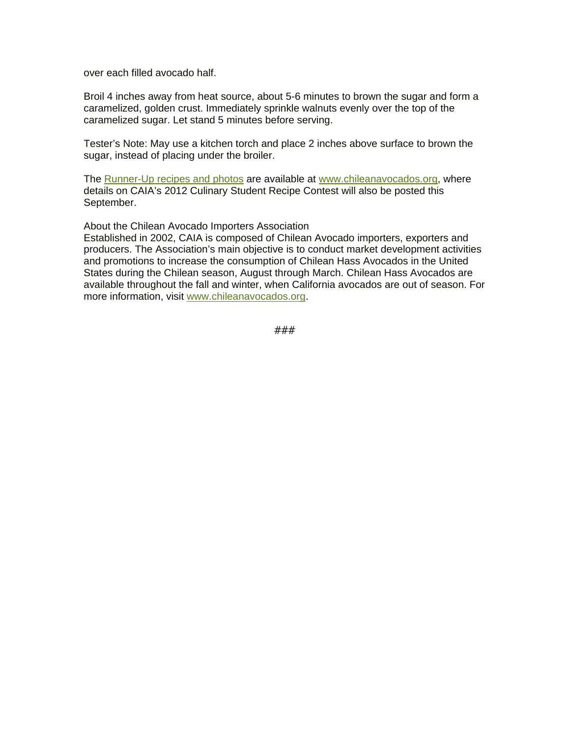over each filled avocado half.

Broil 4 inches away from heat source, about 5-6 minutes to brown the sugar and form a caramelized, golden crust. Immediately sprinkle walnuts evenly over the top of the caramelized sugar. Let stand 5 minutes before serving.

Tester's Note: May use a kitchen torch and place 2 inches above surface to brown the sugar, instead of placing under the broiler.

The Runner-Up recipes and photos are available at www.chileanavocados.org, where details on CAIA's 2012 Culinary Student Recipe Contest will also be posted this September.

About the Chilean Avocado Importers Association
Established in 2002, CAIA is composed of Chilean Avocado importers, exporters and producers. The Association's main objective is to conduct market development activities and promotions to increase the consumption of Chilean Hass Avocados in the United States during the Chilean season, August through March. Chilean Hass Avocados are available throughout the fall and winter, when California avocados are out of season. For more information, visit www.chileanavocados.org.

###